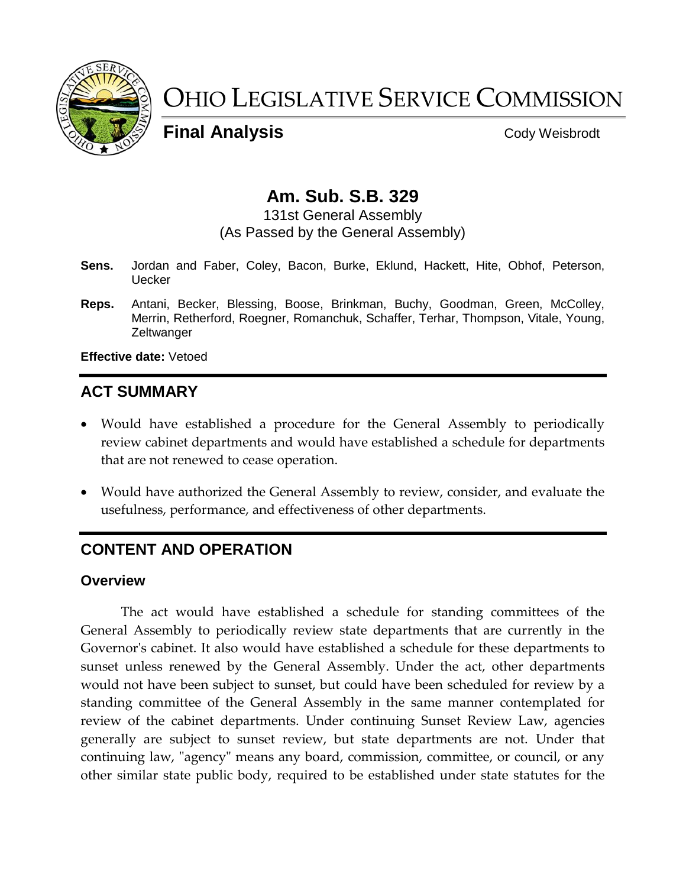# OHIO LEGISLATIVE SERVICE COMMISSION

**Final Analysis** Cody Weisbrodt

## Am. Sub. S.B. 329

131st General Assembly
(As Passed by the General Assembly)

**Sens.** Jordan and Faber, Coley, Bacon, Burke, Eklund, Hackett, Hite, Obhof, Peterson, Uecker

**Reps.** Antani, Becker, Blessing, Boose, Brinkman, Buchy, Goodman, Green, McColley, Merrin, Retherford, Roegner, Romanchuk, Schaffer, Terhar, Thompson, Vitale, Young, Zeltwanger

**Effective date:** Vetoed

## ACT SUMMARY

- Would have established a procedure for the General Assembly to periodically review cabinet departments and would have established a schedule for departments that are not renewed to cease operation.
- Would have authorized the General Assembly to review, consider, and evaluate the usefulness, performance, and effectiveness of other departments.

## CONTENT AND OPERATION

### Overview

The act would have established a schedule for standing committees of the General Assembly to periodically review state departments that are currently in the Governor's cabinet. It also would have established a schedule for these departments to sunset unless renewed by the General Assembly. Under the act, other departments would not have been subject to sunset, but could have been scheduled for review by a standing committee of the General Assembly in the same manner contemplated for review of the cabinet departments. Under continuing Sunset Review Law, agencies generally are subject to sunset review, but state departments are not. Under that continuing law, "agency" means any board, commission, committee, or council, or any other similar state public body, required to be established under state statutes for the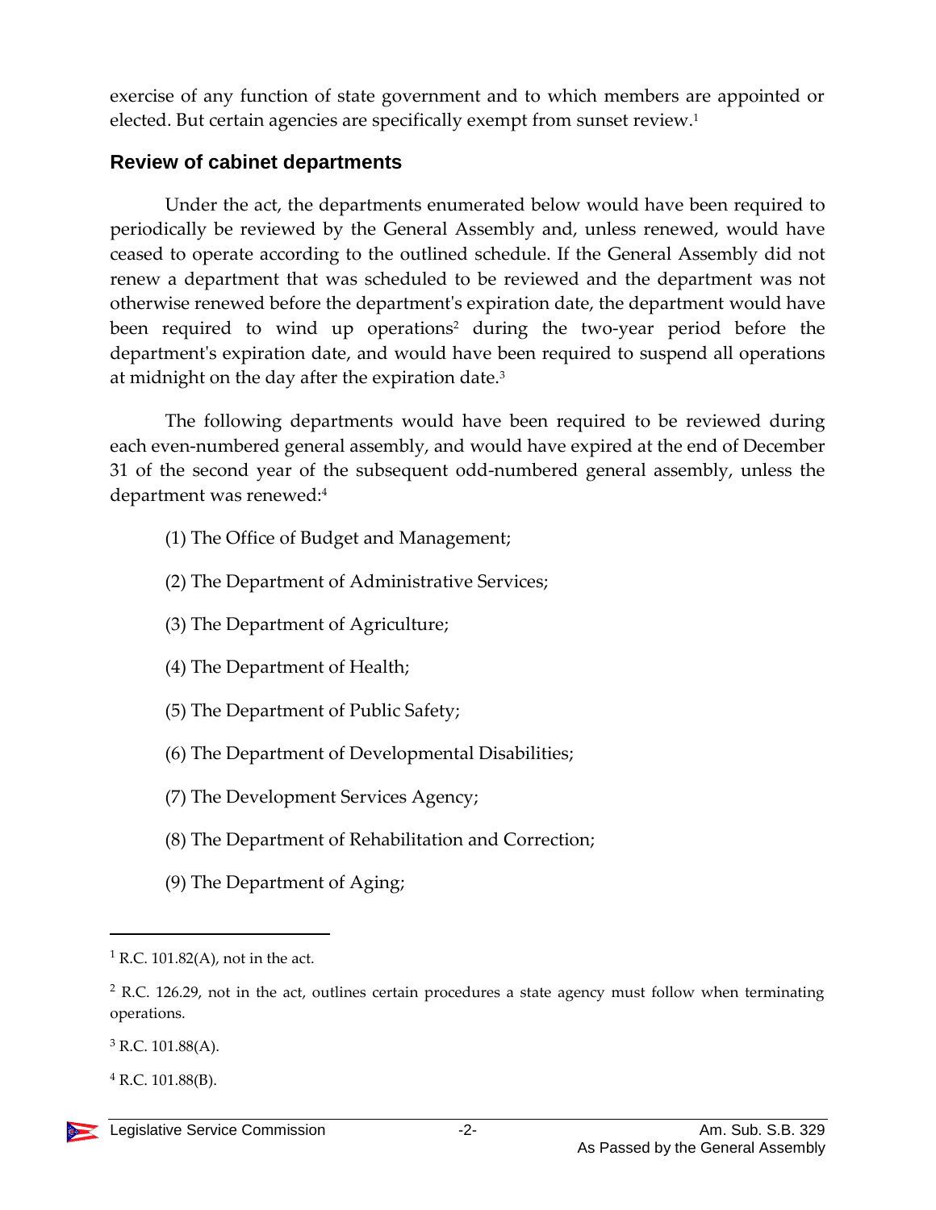exercise of any function of state government and to which members are appointed or elected. But certain agencies are specifically exempt from sunset review.[1]

### Review of cabinet departments

Under the act, the departments enumerated below would have been required to periodically be reviewed by the General Assembly and, unless renewed, would have ceased to operate according to the outlined schedule. If the General Assembly did not renew a department that was scheduled to be reviewed and the department was not otherwise renewed before the department's expiration date, the department would have been required to wind up operations[2] during the two-year period before the department's expiration date, and would have been required to suspend all operations at midnight on the day after the expiration date.[3]

The following departments would have been required to be reviewed during each even-numbered general assembly, and would have expired at the end of December 31 of the second year of the subsequent odd-numbered general assembly, unless the department was renewed:[4]

(1) The Office of Budget and Management;

(2) The Department of Administrative Services;

(3) The Department of Agriculture;

(4) The Department of Health;

(5) The Department of Public Safety;

(6) The Department of Developmental Disabilities;

(7) The Development Services Agency;

(8) The Department of Rehabilitation and Correction;

(9) The Department of Aging;

---

[1] R.C. 101.82(A), not in the act.

[2] R.C. 126.29, not in the act, outlines certain procedures a state agency must follow when terminating operations.

[3] R.C. 101.88(A).

[4] R.C. 101.88(B).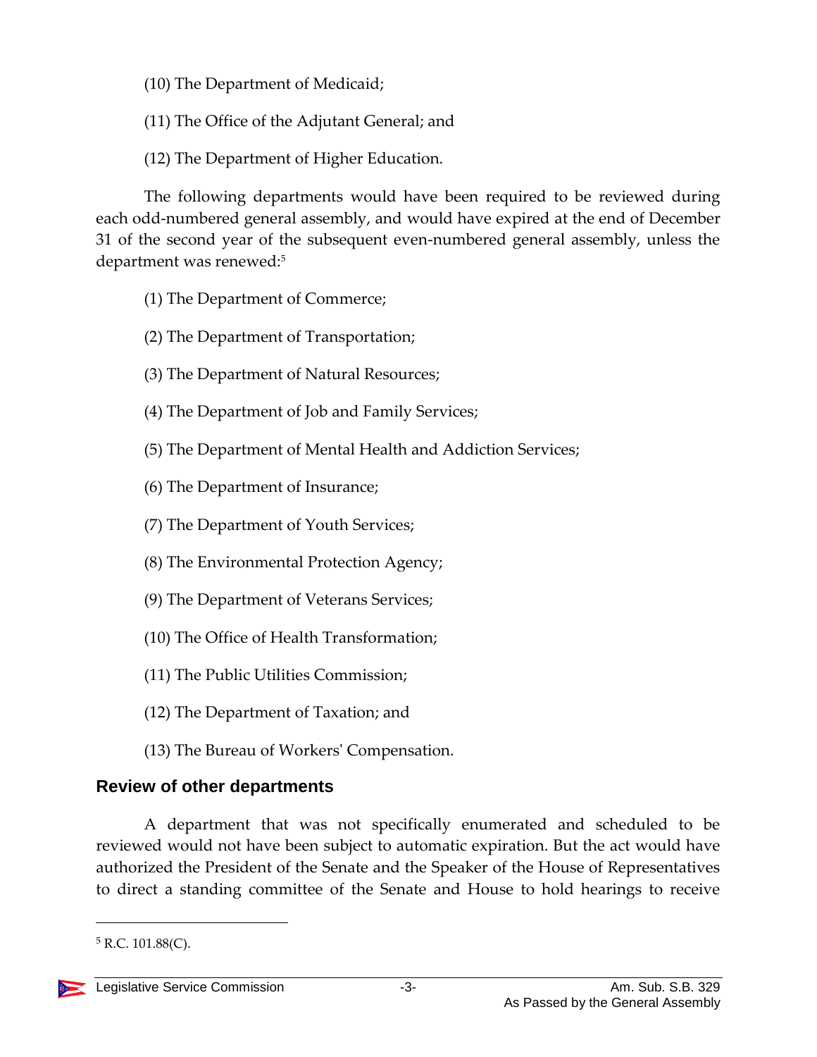(10) The Department of Medicaid;

(11) The Office of the Adjutant General; and

(12) The Department of Higher Education.

The following departments would have been required to be reviewed during each odd-numbered general assembly, and would have expired at the end of December 31 of the second year of the subsequent even-numbered general assembly, unless the department was renewed:[5]

(1) The Department of Commerce;

(2) The Department of Transportation;

(3) The Department of Natural Resources;

(4) The Department of Job and Family Services;

(5) The Department of Mental Health and Addiction Services;

(6) The Department of Insurance;

(7) The Department of Youth Services;

(8) The Environmental Protection Agency;

(9) The Department of Veterans Services;

(10) The Office of Health Transformation;

(11) The Public Utilities Commission;

(12) The Department of Taxation; and

(13) The Bureau of Workers' Compensation.

## Review of other departments

A department that was not specifically enumerated and scheduled to be reviewed would not have been subject to automatic expiration. But the act would have authorized the President of the Senate and the Speaker of the House of Representatives to direct a standing committee of the Senate and House to hold hearings to receive

---

[5] R.C. 101.88(C).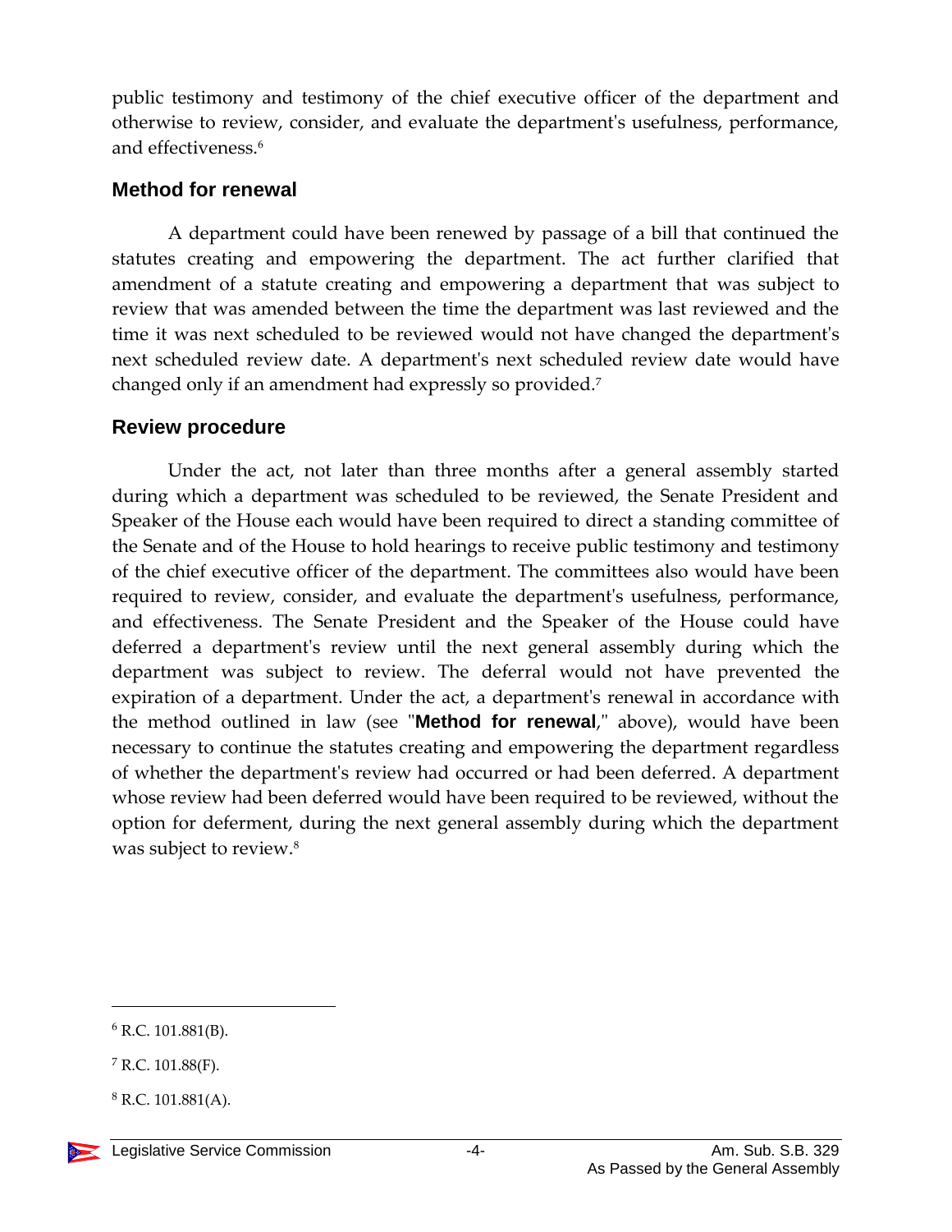public testimony and testimony of the chief executive officer of the department and otherwise to review, consider, and evaluate the department's usefulness, performance, and effectiveness.[6]

## Method for renewal

A department could have been renewed by passage of a bill that continued the statutes creating and empowering the department. The act further clarified that amendment of a statute creating and empowering a department that was subject to review that was amended between the time the department was last reviewed and the time it was next scheduled to be reviewed would not have changed the department's next scheduled review date. A department's next scheduled review date would have changed only if an amendment had expressly so provided.[7]

## Review procedure

Under the act, not later than three months after a general assembly started during which a department was scheduled to be reviewed, the Senate President and Speaker of the House each would have been required to direct a standing committee of the Senate and of the House to hold hearings to receive public testimony and testimony of the chief executive officer of the department. The committees also would have been required to review, consider, and evaluate the department's usefulness, performance, and effectiveness. The Senate President and the Speaker of the House could have deferred a department's review until the next general assembly during which the department was subject to review. The deferral would not have prevented the expiration of a department. Under the act, a department's renewal in accordance with the method outlined in law (see "**Method for renewal**," above), would have been necessary to continue the statutes creating and empowering the department regardless of whether the department's review had occurred or had been deferred. A department whose review had been deferred would have been required to be reviewed, without the option for deferment, during the next general assembly during which the department was subject to review.[8]

---

[6] R.C. 101.881(B).

[7] R.C. 101.88(F).

[8] R.C. 101.881(A).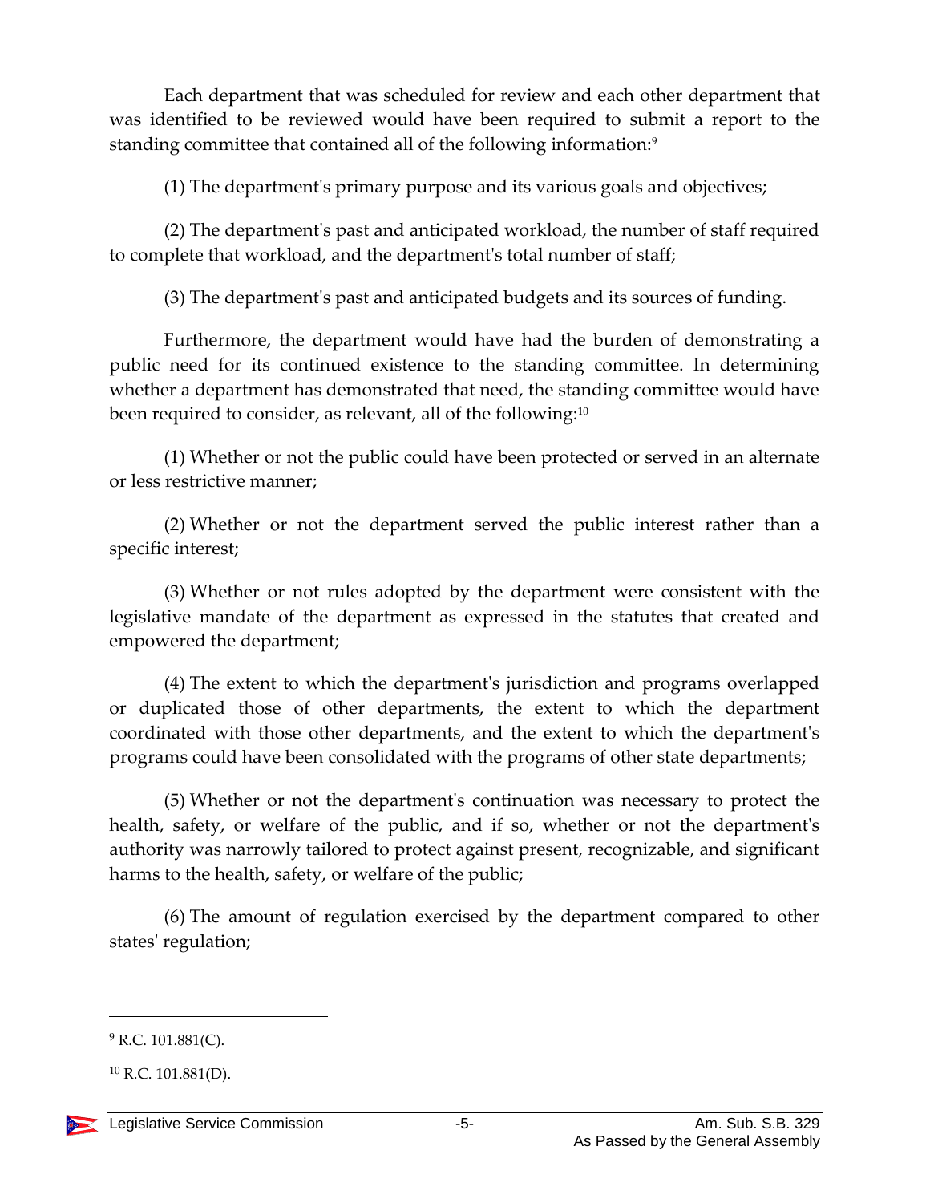Each department that was scheduled for review and each other department that was identified to be reviewed would have been required to submit a report to the standing committee that contained all of the following information:[9]

(1) The department's primary purpose and its various goals and objectives;

(2) The department's past and anticipated workload, the number of staff required to complete that workload, and the department's total number of staff;

(3) The department's past and anticipated budgets and its sources of funding.

Furthermore, the department would have had the burden of demonstrating a public need for its continued existence to the standing committee. In determining whether a department has demonstrated that need, the standing committee would have been required to consider, as relevant, all of the following:[10]

(1) Whether or not the public could have been protected or served in an alternate or less restrictive manner;

(2) Whether or not the department served the public interest rather than a specific interest;

(3) Whether or not rules adopted by the department were consistent with the legislative mandate of the department as expressed in the statutes that created and empowered the department;

(4) The extent to which the department's jurisdiction and programs overlapped or duplicated those of other departments, the extent to which the department coordinated with those other departments, and the extent to which the department's programs could have been consolidated with the programs of other state departments;

(5) Whether or not the department's continuation was necessary to protect the health, safety, or welfare of the public, and if so, whether or not the department's authority was narrowly tailored to protect against present, recognizable, and significant harms to the health, safety, or welfare of the public;

(6) The amount of regulation exercised by the department compared to other states' regulation;

---

[9] R.C. 101.881(C).

[10] R.C. 101.881(D).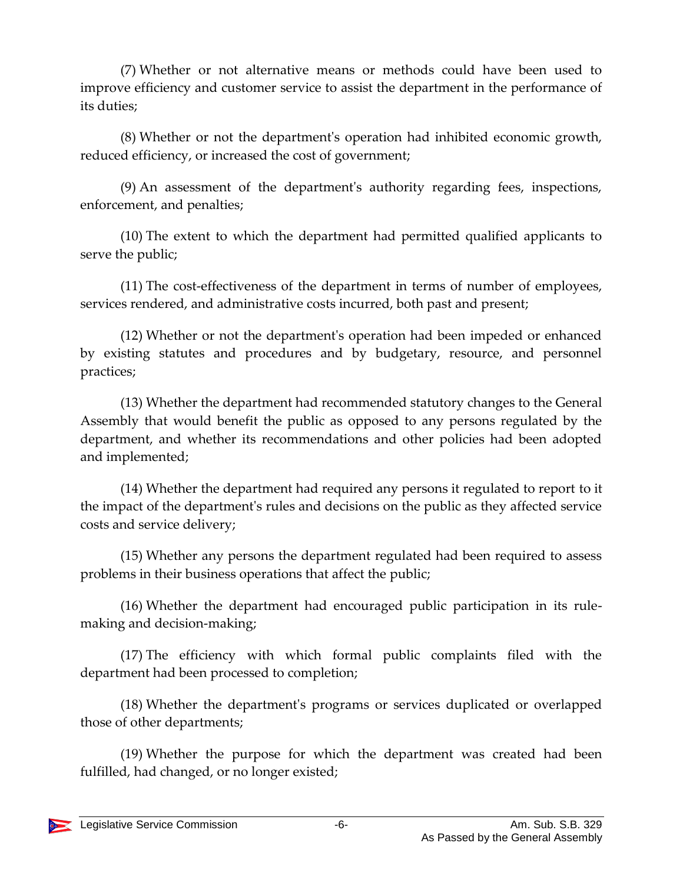(7) Whether or not alternative means or methods could have been used to improve efficiency and customer service to assist the department in the performance of its duties;

(8) Whether or not the department's operation had inhibited economic growth, reduced efficiency, or increased the cost of government;

(9) An assessment of the department's authority regarding fees, inspections, enforcement, and penalties;

(10) The extent to which the department had permitted qualified applicants to serve the public;

(11) The cost-effectiveness of the department in terms of number of employees, services rendered, and administrative costs incurred, both past and present;

(12) Whether or not the department's operation had been impeded or enhanced by existing statutes and procedures and by budgetary, resource, and personnel practices;

(13) Whether the department had recommended statutory changes to the General Assembly that would benefit the public as opposed to any persons regulated by the department, and whether its recommendations and other policies had been adopted and implemented;

(14) Whether the department had required any persons it regulated to report to it the impact of the department's rules and decisions on the public as they affected service costs and service delivery;

(15) Whether any persons the department regulated had been required to assess problems in their business operations that affect the public;

(16) Whether the department had encouraged public participation in its rule-making and decision-making;

(17) The efficiency with which formal public complaints filed with the department had been processed to completion;

(18) Whether the department's programs or services duplicated or overlapped those of other departments;

(19) Whether the purpose for which the department was created had been fulfilled, had changed, or no longer existed;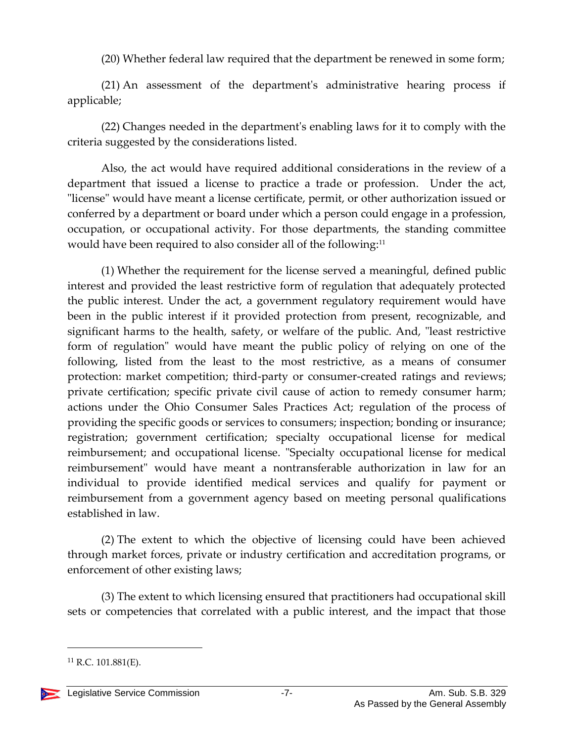(20) Whether federal law required that the department be renewed in some form;

(21) An assessment of the department's administrative hearing process if applicable;

(22) Changes needed in the department's enabling laws for it to comply with the criteria suggested by the considerations listed.

Also, the act would have required additional considerations in the review of a department that issued a license to practice a trade or profession. Under the act, "license" would have meant a license certificate, permit, or other authorization issued or conferred by a department or board under which a person could engage in a profession, occupation, or occupational activity. For those departments, the standing committee would have been required to also consider all of the following:[11]

(1) Whether the requirement for the license served a meaningful, defined public interest and provided the least restrictive form of regulation that adequately protected the public interest. Under the act, a government regulatory requirement would have been in the public interest if it provided protection from present, recognizable, and significant harms to the health, safety, or welfare of the public. And, "least restrictive form of regulation" would have meant the public policy of relying on one of the following, listed from the least to the most restrictive, as a means of consumer protection: market competition; third-party or consumer-created ratings and reviews; private certification; specific private civil cause of action to remedy consumer harm; actions under the Ohio Consumer Sales Practices Act; regulation of the process of providing the specific goods or services to consumers; inspection; bonding or insurance; registration; government certification; specialty occupational license for medical reimbursement; and occupational license. "Specialty occupational license for medical reimbursement" would have meant a nontransferable authorization in law for an individual to provide identified medical services and qualify for payment or reimbursement from a government agency based on meeting personal qualifications established in law.

(2) The extent to which the objective of licensing could have been achieved through market forces, private or industry certification and accreditation programs, or enforcement of other existing laws;

(3) The extent to which licensing ensured that practitioners had occupational skill sets or competencies that correlated with a public interest, and the impact that those

---

[11] R.C. 101.881(E).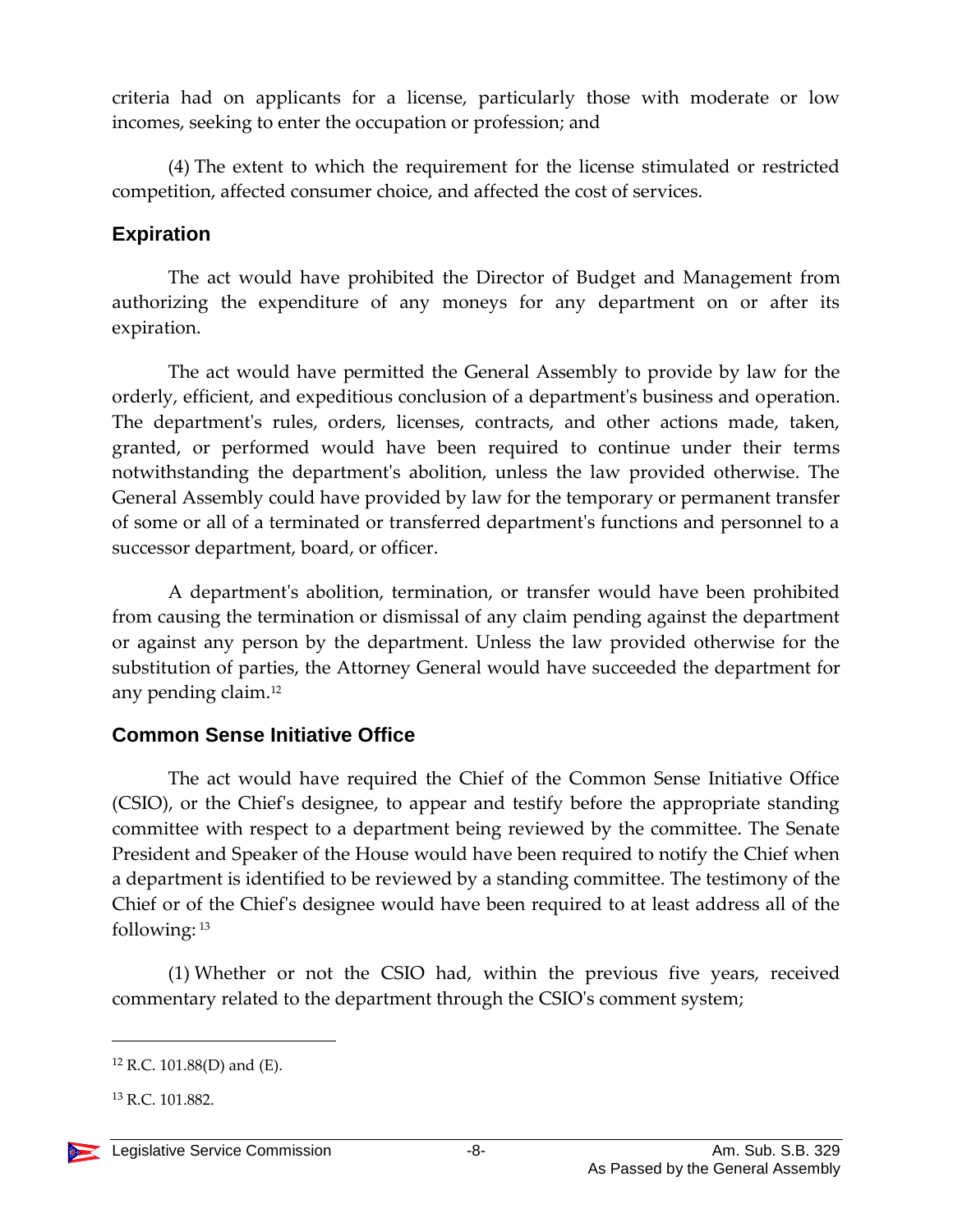criteria had on applicants for a license, particularly those with moderate or low incomes, seeking to enter the occupation or profession; and

(4) The extent to which the requirement for the license stimulated or restricted competition, affected consumer choice, and affected the cost of services.

## Expiration

The act would have prohibited the Director of Budget and Management from authorizing the expenditure of any moneys for any department on or after its expiration.

The act would have permitted the General Assembly to provide by law for the orderly, efficient, and expeditious conclusion of a department's business and operation. The department's rules, orders, licenses, contracts, and other actions made, taken, granted, or performed would have been required to continue under their terms notwithstanding the department's abolition, unless the law provided otherwise. The General Assembly could have provided by law for the temporary or permanent transfer of some or all of a terminated or transferred department's functions and personnel to a successor department, board, or officer.

A department's abolition, termination, or transfer would have been prohibited from causing the termination or dismissal of any claim pending against the department or against any person by the department. Unless the law provided otherwise for the substitution of parties, the Attorney General would have succeeded the department for any pending claim.[12]

## Common Sense Initiative Office

The act would have required the Chief of the Common Sense Initiative Office (CSIO), or the Chief's designee, to appear and testify before the appropriate standing committee with respect to a department being reviewed by the committee. The Senate President and Speaker of the House would have been required to notify the Chief when a department is identified to be reviewed by a standing committee. The testimony of the Chief or of the Chief's designee would have been required to at least address all of the following:[13]

(1) Whether or not the CSIO had, within the previous five years, received commentary related to the department through the CSIO's comment system;

---

[12] R.C. 101.88(D) and (E).

[13] R.C. 101.882.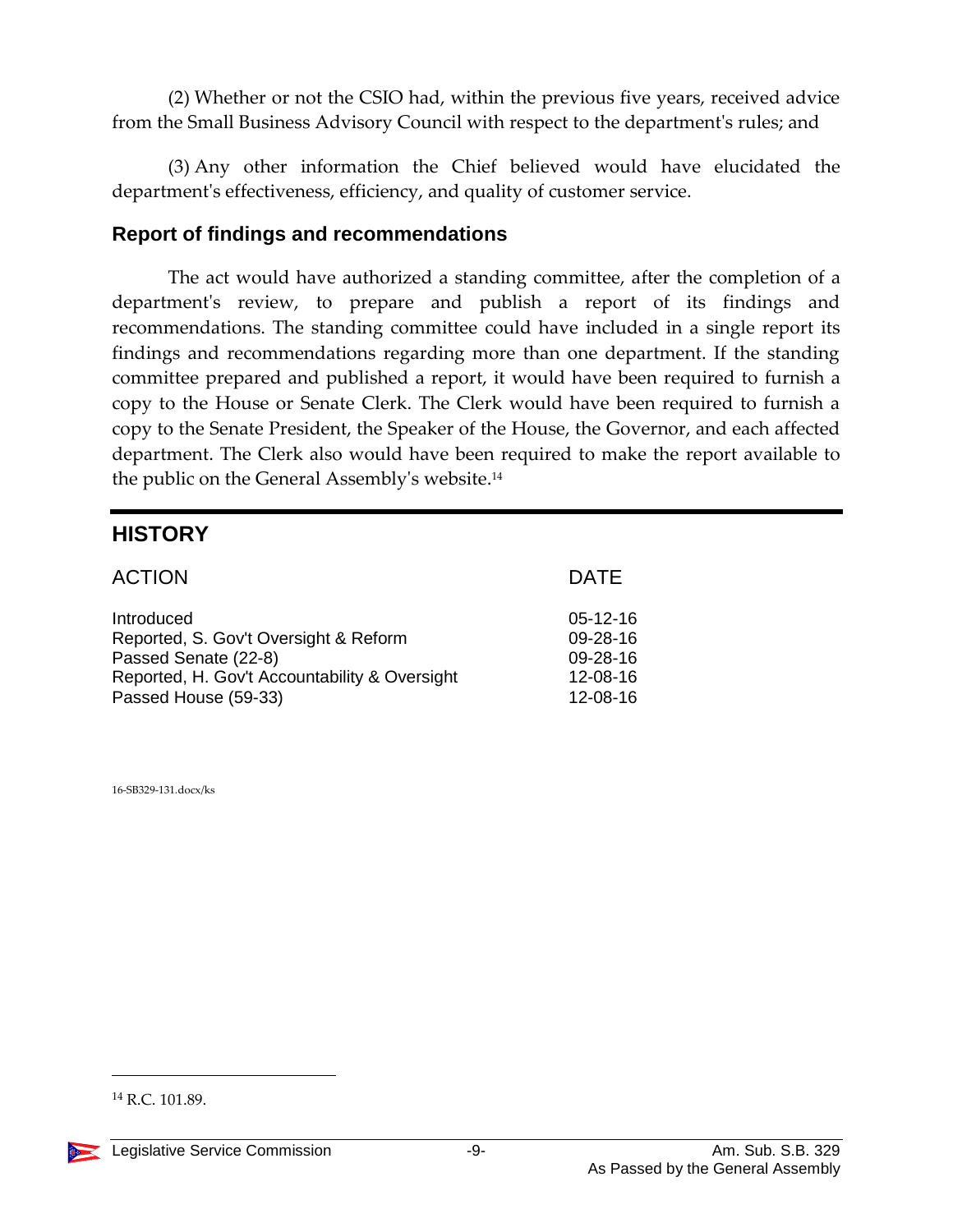(2) Whether or not the CSIO had, within the previous five years, received advice from the Small Business Advisory Council with respect to the department's rules; and

(3) Any other information the Chief believed would have elucidated the department's effectiveness, efficiency, and quality of customer service.

### Report of findings and recommendations

The act would have authorized a standing committee, after the completion of a department's review, to prepare and publish a report of its findings and recommendations. The standing committee could have included in a single report its findings and recommendations regarding more than one department. If the standing committee prepared and published a report, it would have been required to furnish a copy to the House or Senate Clerk. The Clerk would have been required to furnish a copy to the Senate President, the Speaker of the House, the Governor, and each affected department. The Clerk also would have been required to make the report available to the public on the General Assembly's website.[14]

## HISTORY

| ACTION | DATE |
|---|---|
| Introduced | 05-12-16 |
| Reported, S. Gov't Oversight & Reform | 09-28-16 |
| Passed Senate (22-8) | 09-28-16 |
| Reported, H. Gov't Accountability & Oversight | 12-08-16 |
| Passed House (59-33) | 12-08-16 |

16-SB329-131.docx/ks

[14] R.C. 101.89.